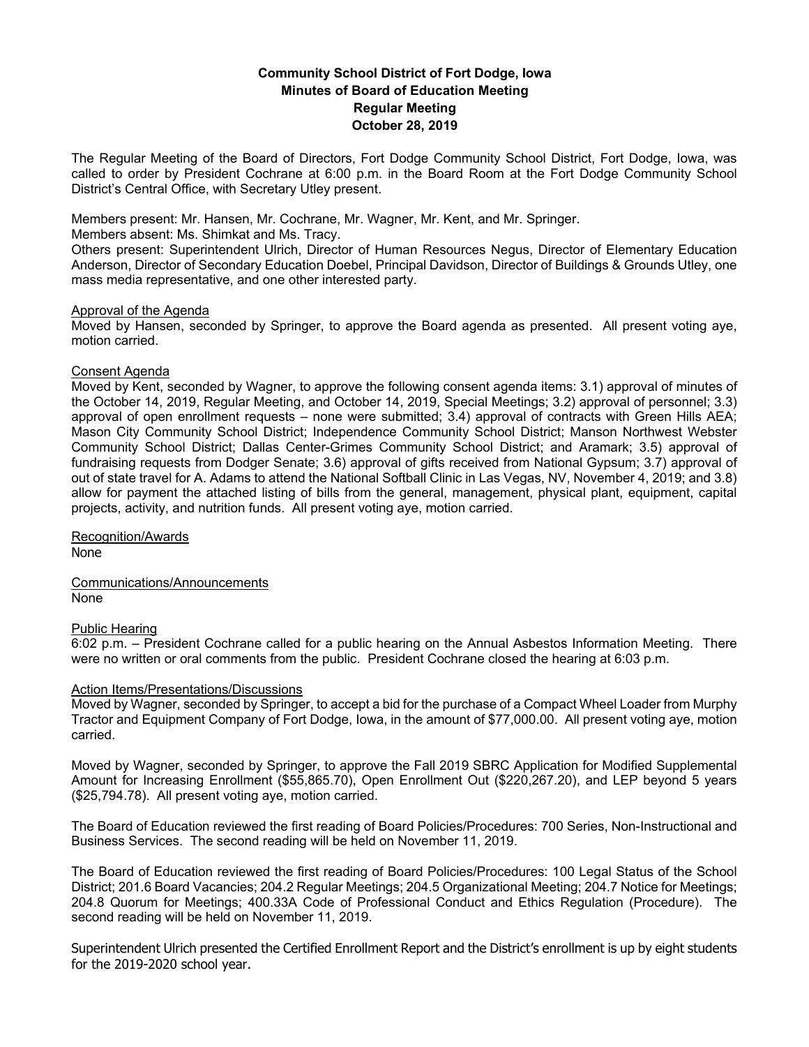# Community School District of Fort Dodge, Iowa
## Minutes of Board of Education Meeting
## Regular Meeting
## October 28, 2019

The Regular Meeting of the Board of Directors, Fort Dodge Community School District, Fort Dodge, Iowa, was called to order by President Cochrane at 6:00 p.m. in the Board Room at the Fort Dodge Community School District's Central Office, with Secretary Utley present.

Members present: Mr. Hansen, Mr. Cochrane, Mr. Wagner, Mr. Kent, and Mr. Springer.
Members absent: Ms. Shimkat and Ms. Tracy.
Others present: Superintendent Ulrich, Director of Human Resources Negus, Director of Elementary Education Anderson, Director of Secondary Education Doebel, Principal Davidson, Director of Buildings & Grounds Utley, one mass media representative, and one other interested party.

<u>Approval of the Agenda</u>
Moved by Hansen, seconded by Springer, to approve the Board agenda as presented. All present voting aye, motion carried.

<u>Consent Agenda</u>
Moved by Kent, seconded by Wagner, to approve the following consent agenda items: 3.1) approval of minutes of the October 14, 2019, Regular Meeting, and October 14, 2019, Special Meetings; 3.2) approval of personnel; 3.3) approval of open enrollment requests – none were submitted; 3.4) approval of contracts with Green Hills AEA; Mason City Community School District; Independence Community School District; Manson Northwest Webster Community School District; Dallas Center-Grimes Community School District; and Aramark; 3.5) approval of fundraising requests from Dodger Senate; 3.6) approval of gifts received from National Gypsum; 3.7) approval of out of state travel for A. Adams to attend the National Softball Clinic in Las Vegas, NV, November 4, 2019; and 3.8) allow for payment the attached listing of bills from the general, management, physical plant, equipment, capital projects, activity, and nutrition funds. All present voting aye, motion carried.

<u>Recognition/Awards</u>
None

<u>Communications/Announcements</u>
None

<u>Public Hearing</u>
6:02 p.m. – President Cochrane called for a public hearing on the Annual Asbestos Information Meeting. There were no written or oral comments from the public. President Cochrane closed the hearing at 6:03 p.m.

<u>Action Items/Presentations/Discussions</u>
Moved by Wagner, seconded by Springer, to accept a bid for the purchase of a Compact Wheel Loader from Murphy Tractor and Equipment Company of Fort Dodge, Iowa, in the amount of $77,000.00. All present voting aye, motion carried.

Moved by Wagner, seconded by Springer, to approve the Fall 2019 SBRC Application for Modified Supplemental Amount for Increasing Enrollment ($55,865.70), Open Enrollment Out ($220,267.20), and LEP beyond 5 years ($25,794.78). All present voting aye, motion carried.

The Board of Education reviewed the first reading of Board Policies/Procedures: 700 Series, Non-Instructional and Business Services. The second reading will be held on November 11, 2019.

The Board of Education reviewed the first reading of Board Policies/Procedures: 100 Legal Status of the School District; 201.6 Board Vacancies; 204.2 Regular Meetings; 204.5 Organizational Meeting; 204.7 Notice for Meetings; 204.8 Quorum for Meetings; 400.33A Code of Professional Conduct and Ethics Regulation (Procedure). The second reading will be held on November 11, 2019.

Superintendent Ulrich presented the Certified Enrollment Report and the District's enrollment is up by eight students for the 2019-2020 school year.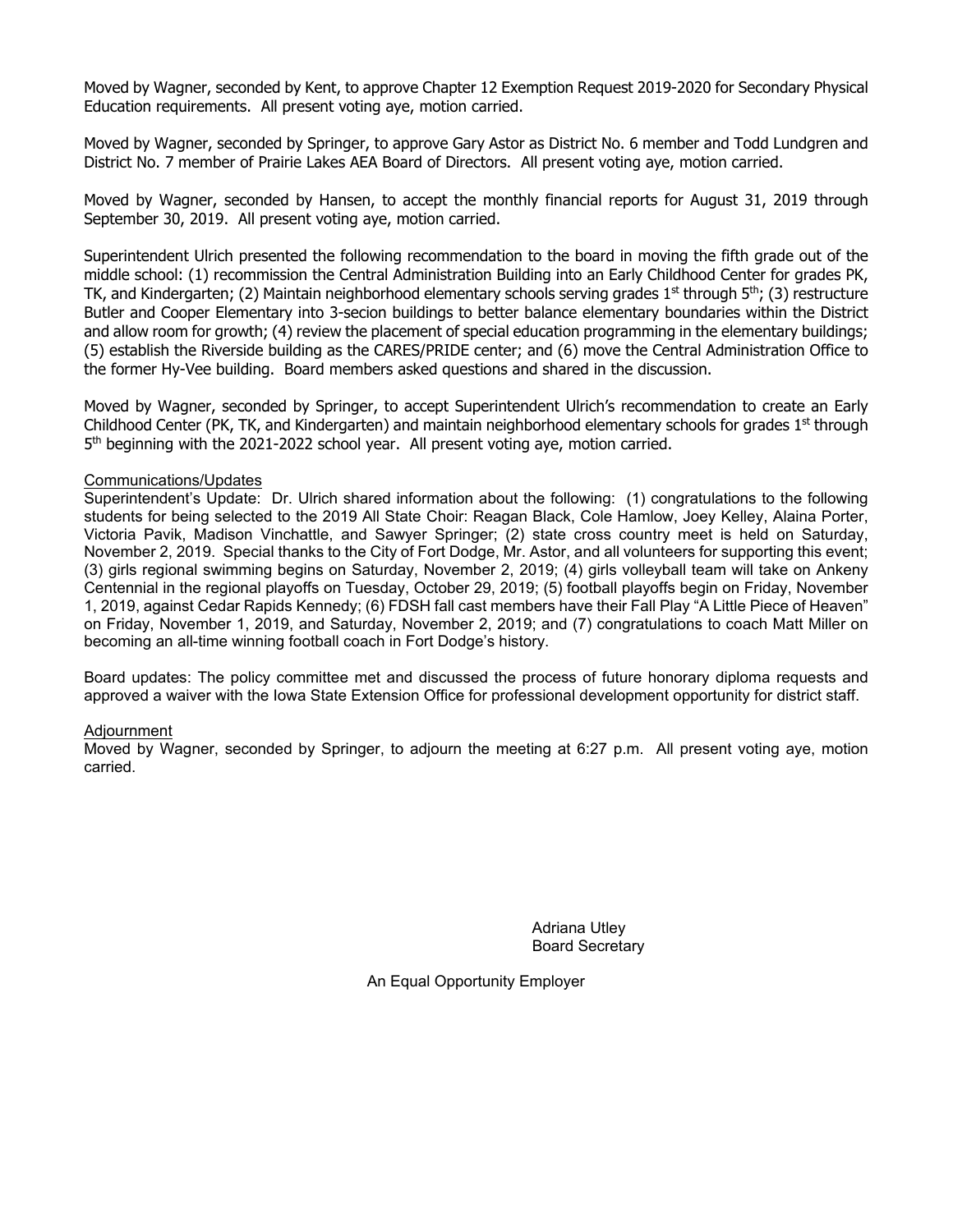Moved by Wagner, seconded by Kent, to approve Chapter 12 Exemption Request 2019-2020 for Secondary Physical Education requirements. All present voting aye, motion carried.

Moved by Wagner, seconded by Springer, to approve Gary Astor as District No. 6 member and Todd Lundgren and District No. 7 member of Prairie Lakes AEA Board of Directors. All present voting aye, motion carried.

Moved by Wagner, seconded by Hansen, to accept the monthly financial reports for August 31, 2019 through September 30, 2019. All present voting aye, motion carried.

Superintendent Ulrich presented the following recommendation to the board in moving the fifth grade out of the middle school: (1) recommission the Central Administration Building into an Early Childhood Center for grades PK, TK, and Kindergarten; (2) Maintain neighborhood elementary schools serving grades 1st through 5th; (3) restructure Butler and Cooper Elementary into 3-secion buildings to better balance elementary boundaries within the District and allow room for growth; (4) review the placement of special education programming in the elementary buildings; (5) establish the Riverside building as the CARES/PRIDE center; and (6) move the Central Administration Office to the former Hy-Vee building. Board members asked questions and shared in the discussion.

Moved by Wagner, seconded by Springer, to accept Superintendent Ulrich's recommendation to create an Early Childhood Center (PK, TK, and Kindergarten) and maintain neighborhood elementary schools for grades 1st through 5th beginning with the 2021-2022 school year. All present voting aye, motion carried.

Communications/Updates

Superintendent's Update: Dr. Ulrich shared information about the following: (1) congratulations to the following students for being selected to the 2019 All State Choir: Reagan Black, Cole Hamlow, Joey Kelley, Alaina Porter, Victoria Pavik, Madison Vinchattle, and Sawyer Springer; (2) state cross country meet is held on Saturday, November 2, 2019. Special thanks to the City of Fort Dodge, Mr. Astor, and all volunteers for supporting this event; (3) girls regional swimming begins on Saturday, November 2, 2019; (4) girls volleyball team will take on Ankeny Centennial in the regional playoffs on Tuesday, October 29, 2019; (5) football playoffs begin on Friday, November 1, 2019, against Cedar Rapids Kennedy; (6) FDSH fall cast members have their Fall Play "A Little Piece of Heaven" on Friday, November 1, 2019, and Saturday, November 2, 2019; and (7) congratulations to coach Matt Miller on becoming an all-time winning football coach in Fort Dodge's history.

Board updates: The policy committee met and discussed the process of future honorary diploma requests and approved a waiver with the Iowa State Extension Office for professional development opportunity for district staff.

Adjournment

Moved by Wagner, seconded by Springer, to adjourn the meeting at 6:27 p.m. All present voting aye, motion carried.

Adriana Utley
Board Secretary

An Equal Opportunity Employer